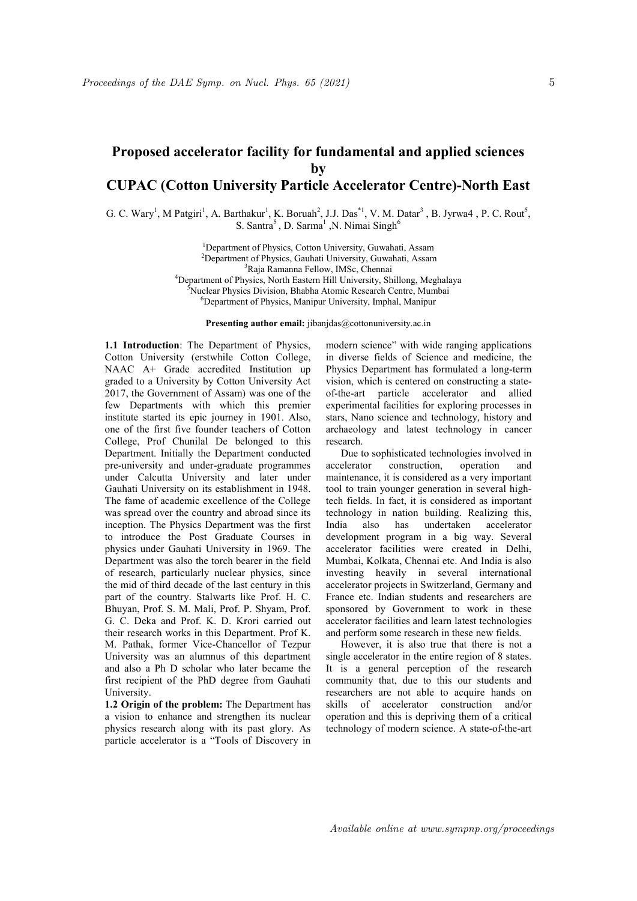# Proposed accelerator facility for fundamental and applied sciences by CUPAC (Cotton University Particle Accelerator Centre)-North East

G. C. Wary[1], M Patgiri[1], A. Barthakur[1], K. Boruah[2], J.J. Das[*1], V. M. Datar[3] , B. Jyrwa4 , P. C. Rout[5], S. Santra[5] , D. Sarma[1] ,N. Nimai Singh[6]

[1]Department of Physics, Cotton University, Guwahati, Assam
[2]Department of Physics, Gauhati University, Guwahati, Assam
[3]Raja Ramanna Fellow, IMSc, Chennai
[4]Department of Physics, North Eastern Hill University, Shillong, Meghalaya
[5]Nuclear Physics Division, Bhabha Atomic Research Centre, Mumbai
[6]Department of Physics, Manipur University, Imphal, Manipur

**Presenting author email:** jibanjdas@cottonuniversity.ac.in

**1.1 Introduction**: The Department of Physics, Cotton University (erstwhile Cotton College, NAAC A+ Grade accredited Institution up graded to a University by Cotton University Act 2017, the Government of Assam) was one of the few Departments with which this premier institute started its epic journey in 1901. Also, one of the first five founder teachers of Cotton College, Prof Chunilal De belonged to this Department. Initially the Department conducted pre-university and under-graduate programmes under Calcutta University and later under Gauhati University on its establishment in 1948. The fame of academic excellence of the College was spread over the country and abroad since its inception. The Physics Department was the first to introduce the Post Graduate Courses in physics under Gauhati University in 1969. The Department was also the torch bearer in the field of research, particularly nuclear physics, since the mid of third decade of the last century in this part of the country. Stalwarts like Prof. H. C. Bhuyan, Prof. S. M. Mali, Prof. P. Shyam, Prof. G. C. Deka and Prof. K. D. Krori carried out their research works in this Department. Prof K. M. Pathak, former Vice-Chancellor of Tezpur University was an alumnus of this department and also a Ph D scholar who later became the first recipient of the PhD degree from Gauhati University.

**1.2 Origin of the problem:** The Department has a vision to enhance and strengthen its nuclear physics research along with its past glory. As particle accelerator is a "Tools of Discovery in modern science" with wide ranging applications in diverse fields of Science and medicine, the Physics Department has formulated a long-term vision, which is centered on constructing a state-of-the-art particle accelerator and allied experimental facilities for exploring processes in stars, Nano science and technology, history and archaeology and latest technology in cancer research.

Due to sophisticated technologies involved in accelerator construction, operation and maintenance, it is considered as a very important tool to train younger generation in several high-tech fields. In fact, it is considered as important technology in nation building. Realizing this, India also has undertaken accelerator development program in a big way. Several accelerator facilities were created in Delhi, Mumbai, Kolkata, Chennai etc. And India is also investing heavily in several international accelerator projects in Switzerland, Germany and France etc. Indian students and researchers are sponsored by Government to work in these accelerator facilities and learn latest technologies and perform some research in these new fields.

However, it is also true that there is not a single accelerator in the entire region of 8 states. It is a general perception of the research community that, due to this our students and researchers are not able to acquire hands on skills of accelerator construction and/or operation and this is depriving them of a critical technology of modern science. A state-of-the-art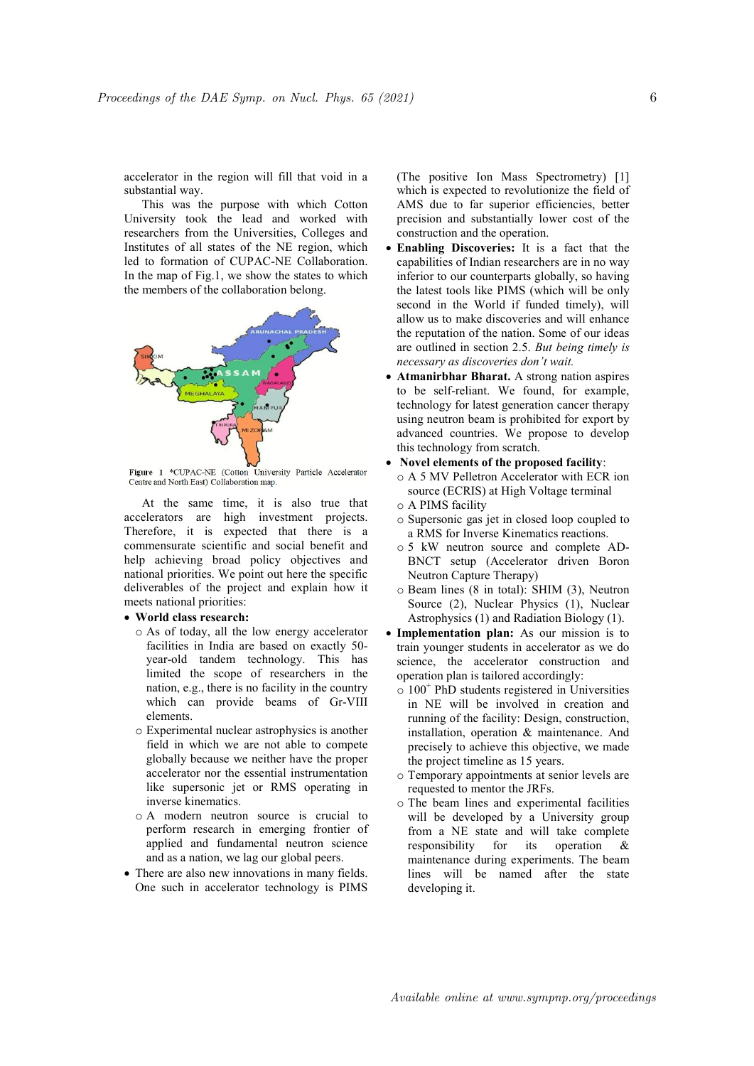accelerator in the region will fill that void in a substantial way.

This was the purpose with which Cotton University took the lead and worked with researchers from the Universities, Colleges and Institutes of all states of the NE region, which led to formation of CUPAC-NE Collaboration. In the map of Fig.1, we show the states to which the members of the collaboration belong.

ARUNACHAL PRADESH
SIKKIM
ASSAM
NAGALAND
MEGHALAYA
MANIPUR
TRIPURA
MIZORAM

**Figure 1** *CUPAC-NE (Cotton University Particle Accelerator Centre and North East) Collaboration map.

At the same time, it is also true that accelerators are high investment projects. Therefore, it is expected that there is a commensurate scientific and social benefit and help achieving broad policy objectives and national priorities. We point out here the specific deliverables of the project and explain how it meets national priorities:

- **World class research:**
  - As of today, all the low energy accelerator facilities in India are based on exactly 50-year-old tandem technology. This has limited the scope of researchers in the nation, e.g., there is no facility in the country which can provide beams of Gr-VIII elements.
  - Experimental nuclear astrophysics is another field in which we are not able to compete globally because we neither have the proper accelerator nor the essential instrumentation like supersonic jet or RMS operating in inverse kinematics.
  - A modern neutron source is crucial to perform research in emerging frontier of applied and fundamental neutron science and as a nation, we lag our global peers.
- There are also new innovations in many fields. One such in accelerator technology is PIMS (The positive Ion Mass Spectrometry) [1] which is expected to revolutionize the field of AMS due to far superior efficiencies, better precision and substantially lower cost of the construction and the operation.
- **Enabling Discoveries:** It is a fact that the capabilities of Indian researchers are in no way inferior to our counterparts globally, so having the latest tools like PIMS (which will be only second in the World if funded timely), will allow us to make discoveries and will enhance the reputation of the nation. Some of our ideas are outlined in section 2.5. *But being timely is necessary as discoveries don't wait.*
- **Atmanirbhar Bharat.** A strong nation aspires to be self-reliant. We found, for example, technology for latest generation cancer therapy using neutron beam is prohibited for export by advanced countries. We propose to develop this technology from scratch.
- **Novel elements of the proposed facility**:
  - A 5 MV Pelletron Accelerator with ECR ion source (ECRIS) at High Voltage terminal
  - A PIMS facility
  - Supersonic gas jet in closed loop coupled to a RMS for Inverse Kinematics reactions.
  - 5 kW neutron source and complete AD-BNCT setup (Accelerator driven Boron Neutron Capture Therapy)
  - Beam lines (8 in total): SHIM (3), Neutron Source (2), Nuclear Physics (1), Nuclear Astrophysics (1) and Radiation Biology (1).
- **Implementation plan:** As our mission is to train younger students in accelerator as we do science, the accelerator construction and operation plan is tailored accordingly:
  - $100^{+}$ PhD students registered in Universities in NE will be involved in creation and running of the facility: Design, construction, installation, operation & maintenance. And precisely to achieve this objective, we made the project timeline as 15 years.
  - Temporary appointments at senior levels are requested to mentor the JRFs.
  - The beam lines and experimental facilities will be developed by a University group from a NE state and will take complete responsibility for its operation & maintenance during experiments. The beam lines will be named after the state developing it.